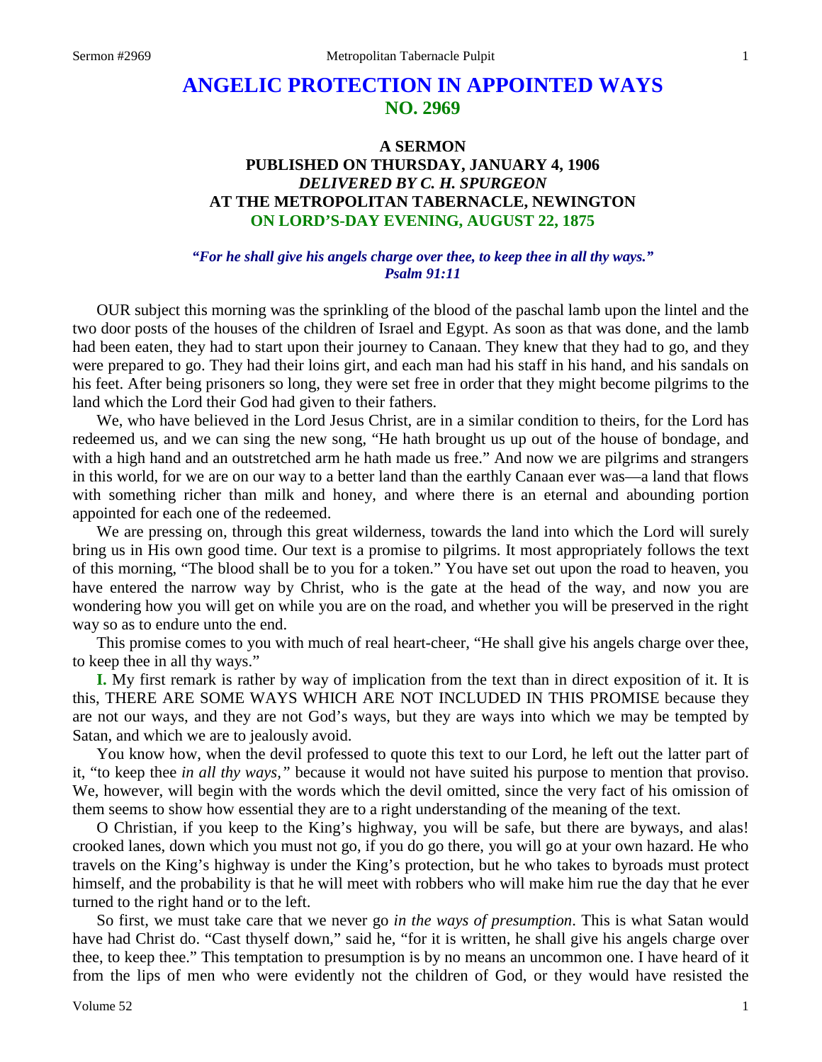# ANGELIC PROTECTION IN APPOINTED WAYS
## NO. 2969

### A SERMON
### PUBLISHED ON THURSDAY, JANUARY 4, 1906
### *DELIVERED BY C. H. SPURGEON*
### AT THE METROPOLITAN TABERNACLE, NEWINGTON
### ON LORD'S-DAY EVENING, AUGUST 22, 1875

***"For he shall give his angels charge over thee, to keep thee in all thy ways." Psalm 91:11***

OUR subject this morning was the sprinkling of the blood of the paschal lamb upon the lintel and the two door posts of the houses of the children of Israel and Egypt. As soon as that was done, and the lamb had been eaten, they had to start upon their journey to Canaan. They knew that they had to go, and they were prepared to go. They had their loins girt, and each man had his staff in his hand, and his sandals on his feet. After being prisoners so long, they were set free in order that they might become pilgrims to the land which the Lord their God had given to their fathers.

We, who have believed in the Lord Jesus Christ, are in a similar condition to theirs, for the Lord has redeemed us, and we can sing the new song, "He hath brought us up out of the house of bondage, and with a high hand and an outstretched arm he hath made us free." And now we are pilgrims and strangers in this world, for we are on our way to a better land than the earthly Canaan ever was—a land that flows with something richer than milk and honey, and where there is an eternal and abounding portion appointed for each one of the redeemed.

We are pressing on, through this great wilderness, towards the land into which the Lord will surely bring us in His own good time. Our text is a promise to pilgrims. It most appropriately follows the text of this morning, "The blood shall be to you for a token." You have set out upon the road to heaven, you have entered the narrow way by Christ, who is the gate at the head of the way, and now you are wondering how you will get on while you are on the road, and whether you will be preserved in the right way so as to endure unto the end.

This promise comes to you with much of real heart-cheer, "He shall give his angels charge over thee, to keep thee in all thy ways."

**I.** My first remark is rather by way of implication from the text than in direct exposition of it. It is this, THERE ARE SOME WAYS WHICH ARE NOT INCLUDED IN THIS PROMISE because they are not our ways, and they are not God's ways, but they are ways into which we may be tempted by Satan, and which we are to jealously avoid.

You know how, when the devil professed to quote this text to our Lord, he left out the latter part of it, "to keep thee *in all thy ways,"* because it would not have suited his purpose to mention that proviso. We, however, will begin with the words which the devil omitted, since the very fact of his omission of them seems to show how essential they are to a right understanding of the meaning of the text.

O Christian, if you keep to the King's highway, you will be safe, but there are byways, and alas! crooked lanes, down which you must not go, if you do go there, you will go at your own hazard. He who travels on the King's highway is under the King's protection, but he who takes to byroads must protect himself, and the probability is that he will meet with robbers who will make him rue the day that he ever turned to the right hand or to the left.

So first, we must take care that we never go *in the ways of presumption*. This is what Satan would have had Christ do. "Cast thyself down," said he, "for it is written, he shall give his angels charge over thee, to keep thee." This temptation to presumption is by no means an uncommon one. I have heard of it from the lips of men who were evidently not the children of God, or they would have resisted the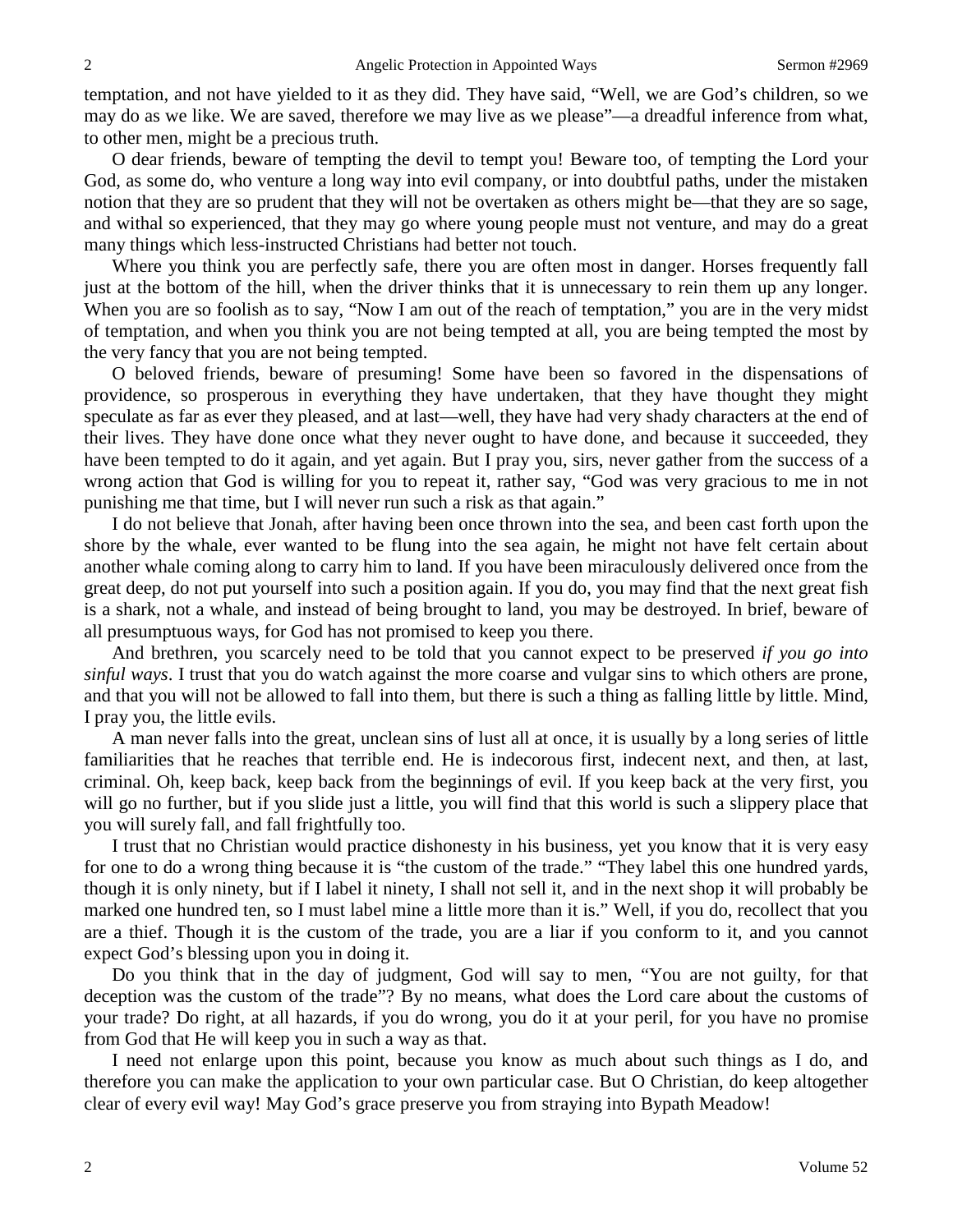temptation, and not have yielded to it as they did. They have said, "Well, we are God's children, so we may do as we like. We are saved, therefore we may live as we please"—a dreadful inference from what, to other men, might be a precious truth.

O dear friends, beware of tempting the devil to tempt you! Beware too, of tempting the Lord your God, as some do, who venture a long way into evil company, or into doubtful paths, under the mistaken notion that they are so prudent that they will not be overtaken as others might be—that they are so sage, and withal so experienced, that they may go where young people must not venture, and may do a great many things which less-instructed Christians had better not touch.

Where you think you are perfectly safe, there you are often most in danger. Horses frequently fall just at the bottom of the hill, when the driver thinks that it is unnecessary to rein them up any longer. When you are so foolish as to say, "Now I am out of the reach of temptation," you are in the very midst of temptation, and when you think you are not being tempted at all, you are being tempted the most by the very fancy that you are not being tempted.

O beloved friends, beware of presuming! Some have been so favored in the dispensations of providence, so prosperous in everything they have undertaken, that they have thought they might speculate as far as ever they pleased, and at last—well, they have had very shady characters at the end of their lives. They have done once what they never ought to have done, and because it succeeded, they have been tempted to do it again, and yet again. But I pray you, sirs, never gather from the success of a wrong action that God is willing for you to repeat it, rather say, "God was very gracious to me in not punishing me that time, but I will never run such a risk as that again."

I do not believe that Jonah, after having been once thrown into the sea, and been cast forth upon the shore by the whale, ever wanted to be flung into the sea again, he might not have felt certain about another whale coming along to carry him to land. If you have been miraculously delivered once from the great deep, do not put yourself into such a position again. If you do, you may find that the next great fish is a shark, not a whale, and instead of being brought to land, you may be destroyed. In brief, beware of all presumptuous ways, for God has not promised to keep you there.

And brethren, you scarcely need to be told that you cannot expect to be preserved *if you go into sinful ways*. I trust that you do watch against the more coarse and vulgar sins to which others are prone, and that you will not be allowed to fall into them, but there is such a thing as falling little by little. Mind, I pray you, the little evils.

A man never falls into the great, unclean sins of lust all at once, it is usually by a long series of little familiarities that he reaches that terrible end. He is indecorous first, indecent next, and then, at last, criminal. Oh, keep back, keep back from the beginnings of evil. If you keep back at the very first, you will go no further, but if you slide just a little, you will find that this world is such a slippery place that you will surely fall, and fall frightfully too.

I trust that no Christian would practice dishonesty in his business, yet you know that it is very easy for one to do a wrong thing because it is "the custom of the trade." "They label this one hundred yards, though it is only ninety, but if I label it ninety, I shall not sell it, and in the next shop it will probably be marked one hundred ten, so I must label mine a little more than it is." Well, if you do, recollect that you are a thief. Though it is the custom of the trade, you are a liar if you conform to it, and you cannot expect God's blessing upon you in doing it.

Do you think that in the day of judgment, God will say to men, "You are not guilty, for that deception was the custom of the trade"? By no means, what does the Lord care about the customs of your trade? Do right, at all hazards, if you do wrong, you do it at your peril, for you have no promise from God that He will keep you in such a way as that.

I need not enlarge upon this point, because you know as much about such things as I do, and therefore you can make the application to your own particular case. But O Christian, do keep altogether clear of every evil way! May God's grace preserve you from straying into Bypath Meadow!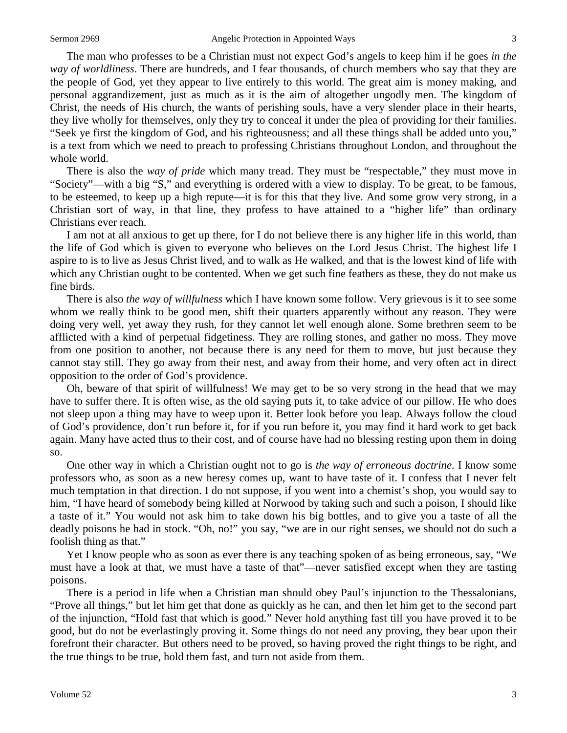The man who professes to be a Christian must not expect God's angels to keep him if he goes *in the way of worldliness*. There are hundreds, and I fear thousands, of church members who say that they are the people of God, yet they appear to live entirely to this world. The great aim is money making, and personal aggrandizement, just as much as it is the aim of altogether ungodly men. The kingdom of Christ, the needs of His church, the wants of perishing souls, have a very slender place in their hearts, they live wholly for themselves, only they try to conceal it under the plea of providing for their families. "Seek ye first the kingdom of God, and his righteousness; and all these things shall be added unto you," is a text from which we need to preach to professing Christians throughout London, and throughout the whole world.

There is also the *way of pride* which many tread. They must be "respectable," they must move in "Society"—with a big "S," and everything is ordered with a view to display. To be great, to be famous, to be esteemed, to keep up a high repute—it is for this that they live. And some grow very strong, in a Christian sort of way, in that line, they profess to have attained to a "higher life" than ordinary Christians ever reach.

I am not at all anxious to get up there, for I do not believe there is any higher life in this world, than the life of God which is given to everyone who believes on the Lord Jesus Christ. The highest life I aspire to is to live as Jesus Christ lived, and to walk as He walked, and that is the lowest kind of life with which any Christian ought to be contented. When we get such fine feathers as these, they do not make us fine birds.

There is also *the way of willfulness* which I have known some follow. Very grievous is it to see some whom we really think to be good men, shift their quarters apparently without any reason. They were doing very well, yet away they rush, for they cannot let well enough alone. Some brethren seem to be afflicted with a kind of perpetual fidgetiness. They are rolling stones, and gather no moss. They move from one position to another, not because there is any need for them to move, but just because they cannot stay still. They go away from their nest, and away from their home, and very often act in direct opposition to the order of God's providence.

Oh, beware of that spirit of willfulness! We may get to be so very strong in the head that we may have to suffer there. It is often wise, as the old saying puts it, to take advice of our pillow. He who does not sleep upon a thing may have to weep upon it. Better look before you leap. Always follow the cloud of God's providence, don't run before it, for if you run before it, you may find it hard work to get back again. Many have acted thus to their cost, and of course have had no blessing resting upon them in doing so.

One other way in which a Christian ought not to go is *the way of erroneous doctrine*. I know some professors who, as soon as a new heresy comes up, want to have taste of it. I confess that I never felt much temptation in that direction. I do not suppose, if you went into a chemist's shop, you would say to him, "I have heard of somebody being killed at Norwood by taking such and such a poison, I should like a taste of it." You would not ask him to take down his big bottles, and to give you a taste of all the deadly poisons he had in stock. "Oh, no!" you say, "we are in our right senses, we should not do such a foolish thing as that."

Yet I know people who as soon as ever there is any teaching spoken of as being erroneous, say, "We must have a look at that, we must have a taste of that"—never satisfied except when they are tasting poisons.

There is a period in life when a Christian man should obey Paul's injunction to the Thessalonians, "Prove all things," but let him get that done as quickly as he can, and then let him get to the second part of the injunction, "Hold fast that which is good." Never hold anything fast till you have proved it to be good, but do not be everlastingly proving it. Some things do not need any proving, they bear upon their forefront their character. But others need to be proved, so having proved the right things to be right, and the true things to be true, hold them fast, and turn not aside from them.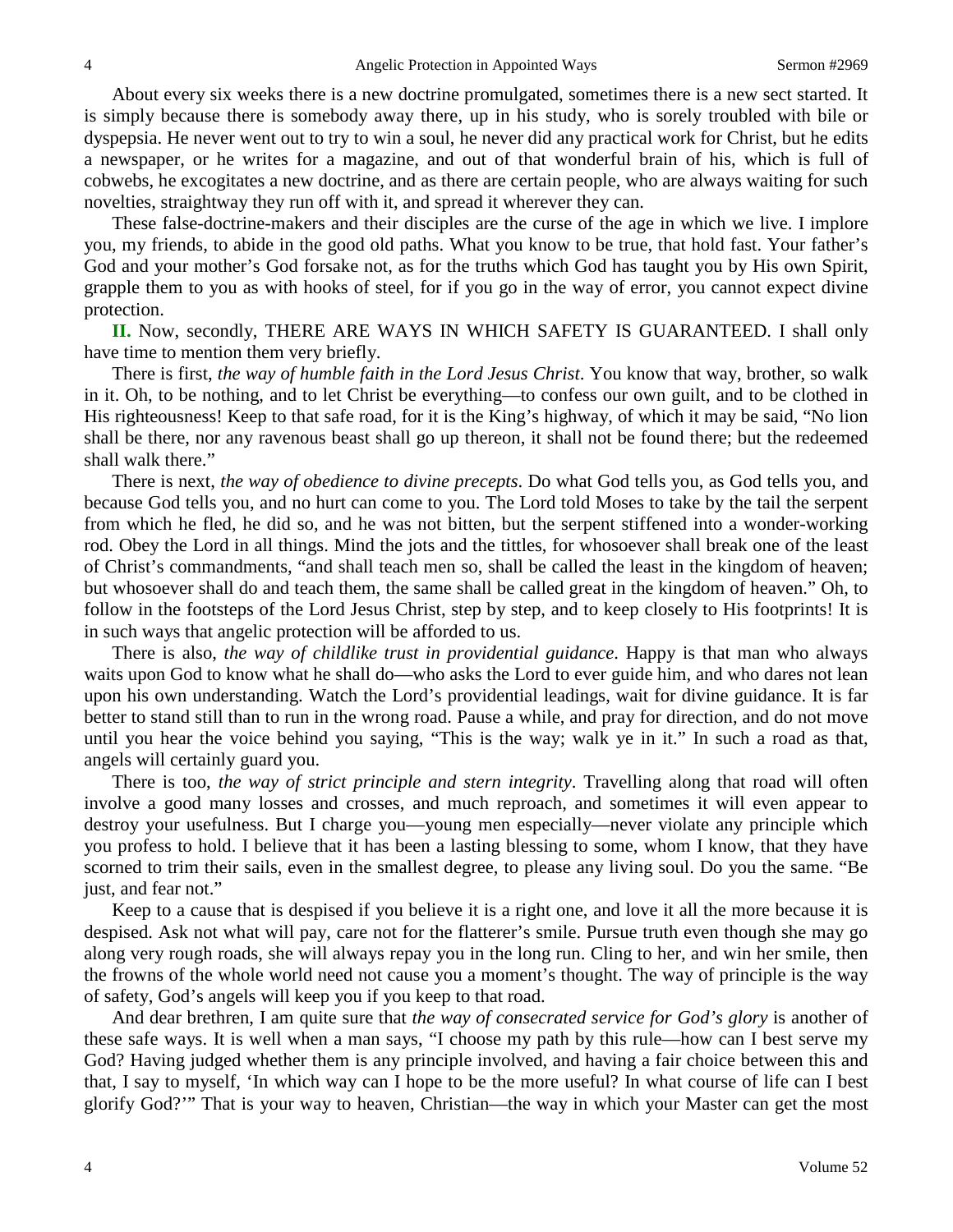About every six weeks there is a new doctrine promulgated, sometimes there is a new sect started. It is simply because there is somebody away there, up in his study, who is sorely troubled with bile or dyspepsia. He never went out to try to win a soul, he never did any practical work for Christ, but he edits a newspaper, or he writes for a magazine, and out of that wonderful brain of his, which is full of cobwebs, he excogitates a new doctrine, and as there are certain people, who are always waiting for such novelties, straightway they run off with it, and spread it wherever they can.

These false-doctrine-makers and their disciples are the curse of the age in which we live. I implore you, my friends, to abide in the good old paths. What you know to be true, that hold fast. Your father's God and your mother's God forsake not, as for the truths which God has taught you by His own Spirit, grapple them to you as with hooks of steel, for if you go in the way of error, you cannot expect divine protection.

**II.** Now, secondly, THERE ARE WAYS IN WHICH SAFETY IS GUARANTEED. I shall only have time to mention them very briefly.

There is first, *the way of humble faith in the Lord Jesus Christ*. You know that way, brother, so walk in it. Oh, to be nothing, and to let Christ be everything—to confess our own guilt, and to be clothed in His righteousness! Keep to that safe road, for it is the King's highway, of which it may be said, "No lion shall be there, nor any ravenous beast shall go up thereon, it shall not be found there; but the redeemed shall walk there."

There is next, *the way of obedience to divine precepts*. Do what God tells you, as God tells you, and because God tells you, and no hurt can come to you. The Lord told Moses to take by the tail the serpent from which he fled, he did so, and he was not bitten, but the serpent stiffened into a wonder-working rod. Obey the Lord in all things. Mind the jots and the tittles, for whosoever shall break one of the least of Christ's commandments, "and shall teach men so, shall be called the least in the kingdom of heaven; but whosoever shall do and teach them, the same shall be called great in the kingdom of heaven." Oh, to follow in the footsteps of the Lord Jesus Christ, step by step, and to keep closely to His footprints! It is in such ways that angelic protection will be afforded to us.

There is also, *the way of childlike trust in providential guidance*. Happy is that man who always waits upon God to know what he shall do—who asks the Lord to ever guide him, and who dares not lean upon his own understanding. Watch the Lord's providential leadings, wait for divine guidance. It is far better to stand still than to run in the wrong road. Pause a while, and pray for direction, and do not move until you hear the voice behind you saying, "This is the way; walk ye in it." In such a road as that, angels will certainly guard you.

There is too, *the way of strict principle and stern integrity*. Travelling along that road will often involve a good many losses and crosses, and much reproach, and sometimes it will even appear to destroy your usefulness. But I charge you—young men especially—never violate any principle which you profess to hold. I believe that it has been a lasting blessing to some, whom I know, that they have scorned to trim their sails, even in the smallest degree, to please any living soul. Do you the same. "Be just, and fear not."

Keep to a cause that is despised if you believe it is a right one, and love it all the more because it is despised. Ask not what will pay, care not for the flatterer's smile. Pursue truth even though she may go along very rough roads, she will always repay you in the long run. Cling to her, and win her smile, then the frowns of the whole world need not cause you a moment's thought. The way of principle is the way of safety, God's angels will keep you if you keep to that road.

And dear brethren, I am quite sure that *the way of consecrated service for God's glory* is another of these safe ways. It is well when a man says, "I choose my path by this rule—how can I best serve my God? Having judged whether them is any principle involved, and having a fair choice between this and that, I say to myself, 'In which way can I hope to be the more useful? In what course of life can I best glorify God?'" That is your way to heaven, Christian—the way in which your Master can get the most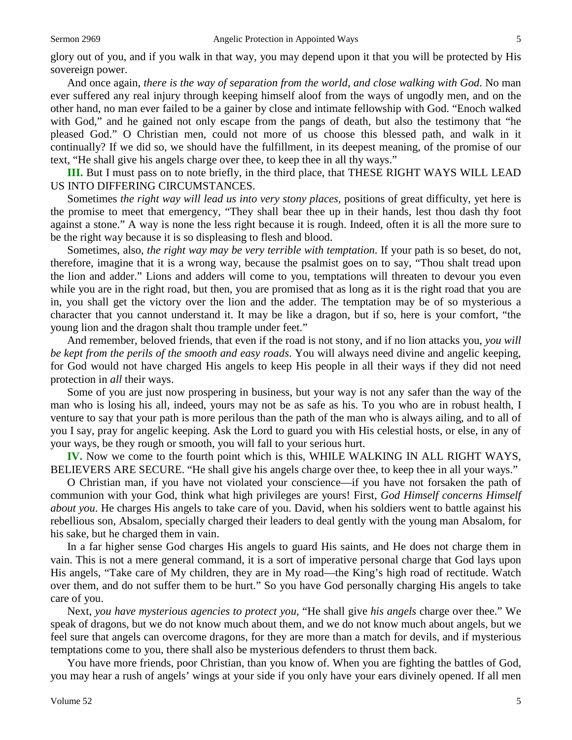glory out of you, and if you walk in that way, you may depend upon it that you will be protected by His sovereign power.

And once again, *there is the way of separation from the world, and close walking with God*. No man ever suffered any real injury through keeping himself aloof from the ways of ungodly men, and on the other hand, no man ever failed to be a gainer by close and intimate fellowship with God. "Enoch walked with God," and he gained not only escape from the pangs of death, but also the testimony that "he pleased God." O Christian men, could not more of us choose this blessed path, and walk in it continually? If we did so, we should have the fulfillment, in its deepest meaning, of the promise of our text, "He shall give his angels charge over thee, to keep thee in all thy ways."

**III.** But I must pass on to note briefly, in the third place, that THESE RIGHT WAYS WILL LEAD US INTO DIFFERING CIRCUMSTANCES.

Sometimes *the right way will lead us into very stony places*, positions of great difficulty, yet here is the promise to meet that emergency, "They shall bear thee up in their hands, lest thou dash thy foot against a stone." A way is none the less right because it is rough. Indeed, often it is all the more sure to be the right way because it is so displeasing to flesh and blood.

Sometimes, also, *the right way may be very terrible with temptation*. If your path is so beset, do not, therefore, imagine that it is a wrong way, because the psalmist goes on to say, "Thou shalt tread upon the lion and adder." Lions and adders will come to you, temptations will threaten to devour you even while you are in the right road, but then, you are promised that as long as it is the right road that you are in, you shall get the victory over the lion and the adder. The temptation may be of so mysterious a character that you cannot understand it. It may be like a dragon, but if so, here is your comfort, "the young lion and the dragon shalt thou trample under feet."

And remember, beloved friends, that even if the road is not stony, and if no lion attacks you, *you will be kept from the perils of the smooth and easy roads*. You will always need divine and angelic keeping, for God would not have charged His angels to keep His people in all their ways if they did not need protection in *all* their ways.

Some of you are just now prospering in business, but your way is not any safer than the way of the man who is losing his all, indeed, yours may not be as safe as his. To you who are in robust health, I venture to say that your path is more perilous than the path of the man who is always ailing, and to all of you I say, pray for angelic keeping. Ask the Lord to guard you with His celestial hosts, or else, in any of your ways, be they rough or smooth, you will fall to your serious hurt.

**IV.** Now we come to the fourth point which is this, WHILE WALKING IN ALL RIGHT WAYS, BELIEVERS ARE SECURE. "He shall give his angels charge over thee, to keep thee in all your ways."

O Christian man, if you have not violated your conscience—if you have not forsaken the path of communion with your God, think what high privileges are yours! First, *God Himself concerns Himself about you*. He charges His angels to take care of you. David, when his soldiers went to battle against his rebellious son, Absalom, specially charged their leaders to deal gently with the young man Absalom, for his sake, but he charged them in vain.

In a far higher sense God charges His angels to guard His saints, and He does not charge them in vain. This is not a mere general command, it is a sort of imperative personal charge that God lays upon His angels, "Take care of My children, they are in My road—the King's high road of rectitude. Watch over them, and do not suffer them to be hurt." So you have God personally charging His angels to take care of you.

Next, *you have mysterious agencies to protect you*, "He shall give *his angels* charge over thee." We speak of dragons, but we do not know much about them, and we do not know much about angels, but we feel sure that angels can overcome dragons, for they are more than a match for devils, and if mysterious temptations come to you, there shall also be mysterious defenders to thrust them back.

You have more friends, poor Christian, than you know of. When you are fighting the battles of God, you may hear a rush of angels' wings at your side if you only have your ears divinely opened. If all men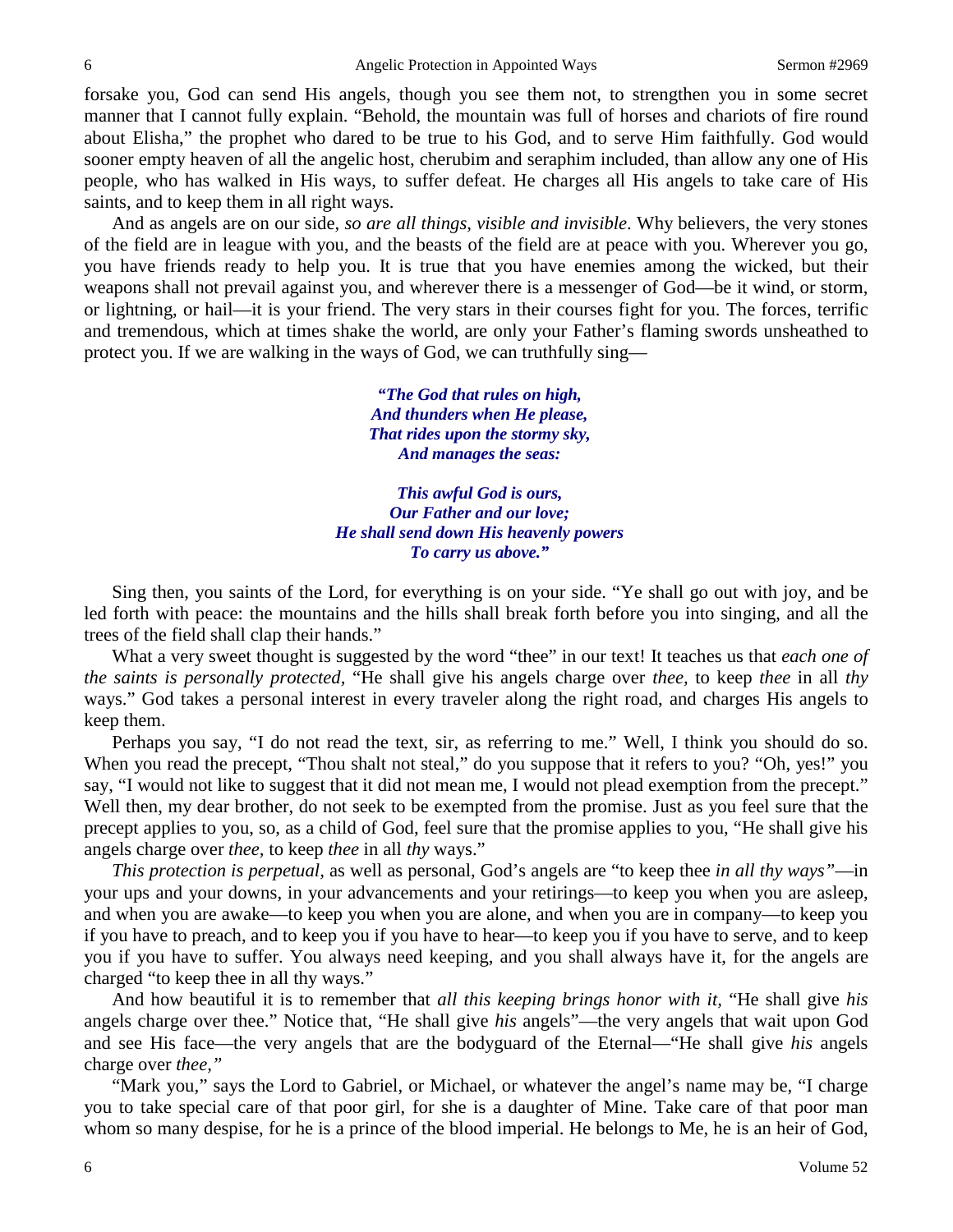forsake you, God can send His angels, though you see them not, to strengthen you in some secret manner that I cannot fully explain. "Behold, the mountain was full of horses and chariots of fire round about Elisha," the prophet who dared to be true to his God, and to serve Him faithfully. God would sooner empty heaven of all the angelic host, cherubim and seraphim included, than allow any one of His people, who has walked in His ways, to suffer defeat. He charges all His angels to take care of His saints, and to keep them in all right ways.

And as angels are on our side, *so are all things, visible and invisible*. Why believers, the very stones of the field are in league with you, and the beasts of the field are at peace with you. Wherever you go, you have friends ready to help you. It is true that you have enemies among the wicked, but their weapons shall not prevail against you, and wherever there is a messenger of God—be it wind, or storm, or lightning, or hail—it is your friend. The very stars in their courses fight for you. The forces, terrific and tremendous, which at times shake the world, are only your Father's flaming swords unsheathed to protect you. If we are walking in the ways of God, we can truthfully sing—

> ***"The God that rules on high,***
> ***And thunders when He please,***
> ***That rides upon the stormy sky,***
> ***And manages the seas:***
>
> ***This awful God is ours,***
> ***Our Father and our love;***
> ***He shall send down His heavenly powers***
> ***To carry us above."***

Sing then, you saints of the Lord, for everything is on your side. "Ye shall go out with joy, and be led forth with peace: the mountains and the hills shall break forth before you into singing, and all the trees of the field shall clap their hands."

What a very sweet thought is suggested by the word "thee" in our text! It teaches us that *each one of the saints is personally protected,* "He shall give his angels charge over *thee,* to keep *thee* in all *thy* ways." God takes a personal interest in every traveler along the right road, and charges His angels to keep them.

Perhaps you say, "I do not read the text, sir, as referring to me." Well, I think you should do so. When you read the precept, "Thou shalt not steal," do you suppose that it refers to you? "Oh, yes!" you say, "I would not like to suggest that it did not mean me, I would not plead exemption from the precept." Well then, my dear brother, do not seek to be exempted from the promise. Just as you feel sure that the precept applies to you, so, as a child of God, feel sure that the promise applies to you, "He shall give his angels charge over *thee,* to keep *thee* in all *thy* ways."

*This protection is perpetual*, as well as personal, God's angels are "to keep thee *in all thy ways"*—in your ups and your downs, in your advancements and your retirings—to keep you when you are asleep, and when you are awake—to keep you when you are alone, and when you are in company—to keep you if you have to preach, and to keep you if you have to hear—to keep you if you have to serve, and to keep you if you have to suffer. You always need keeping, and you shall always have it, for the angels are charged "to keep thee in all thy ways."

And how beautiful it is to remember that *all this keeping brings honor with it,* "He shall give *his* angels charge over thee." Notice that, "He shall give *his* angels"—the very angels that wait upon God and see His face—the very angels that are the bodyguard of the Eternal—"He shall give *his* angels charge over *thee,"*

"Mark you," says the Lord to Gabriel, or Michael, or whatever the angel's name may be, "I charge you to take special care of that poor girl, for she is a daughter of Mine. Take care of that poor man whom so many despise, for he is a prince of the blood imperial. He belongs to Me, he is an heir of God,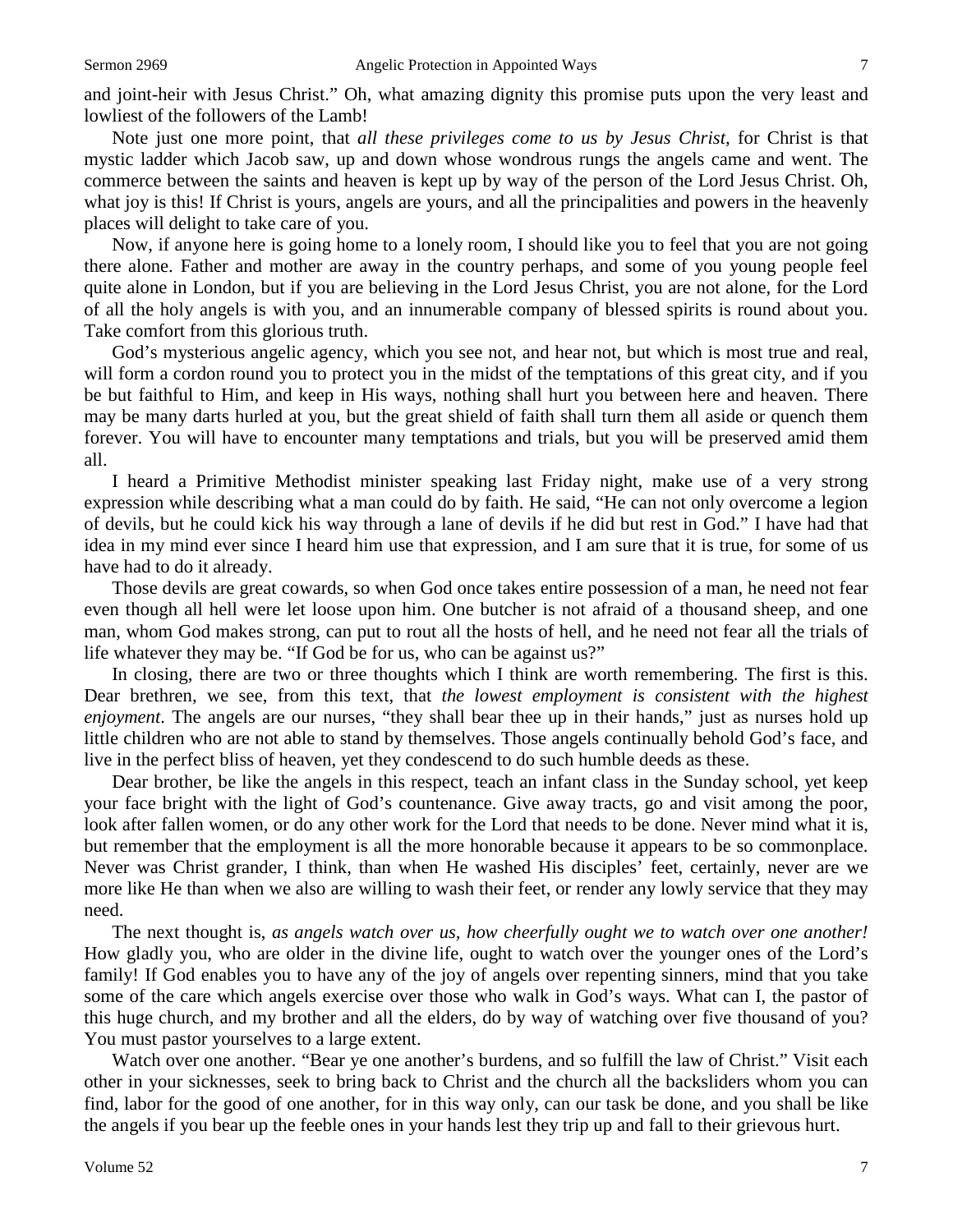and joint-heir with Jesus Christ." Oh, what amazing dignity this promise puts upon the very least and lowliest of the followers of the Lamb!

Note just one more point, that *all these privileges come to us by Jesus Christ,* for Christ is that mystic ladder which Jacob saw, up and down whose wondrous rungs the angels came and went. The commerce between the saints and heaven is kept up by way of the person of the Lord Jesus Christ. Oh, what joy is this! If Christ is yours, angels are yours, and all the principalities and powers in the heavenly places will delight to take care of you.

Now, if anyone here is going home to a lonely room, I should like you to feel that you are not going there alone. Father and mother are away in the country perhaps, and some of you young people feel quite alone in London, but if you are believing in the Lord Jesus Christ, you are not alone, for the Lord of all the holy angels is with you, and an innumerable company of blessed spirits is round about you. Take comfort from this glorious truth.

God's mysterious angelic agency, which you see not, and hear not, but which is most true and real, will form a cordon round you to protect you in the midst of the temptations of this great city, and if you be but faithful to Him, and keep in His ways, nothing shall hurt you between here and heaven. There may be many darts hurled at you, but the great shield of faith shall turn them all aside or quench them forever. You will have to encounter many temptations and trials, but you will be preserved amid them all.

I heard a Primitive Methodist minister speaking last Friday night, make use of a very strong expression while describing what a man could do by faith. He said, "He can not only overcome a legion of devils, but he could kick his way through a lane of devils if he did but rest in God." I have had that idea in my mind ever since I heard him use that expression, and I am sure that it is true, for some of us have had to do it already.

Those devils are great cowards, so when God once takes entire possession of a man, he need not fear even though all hell were let loose upon him. One butcher is not afraid of a thousand sheep, and one man, whom God makes strong, can put to rout all the hosts of hell, and he need not fear all the trials of life whatever they may be. "If God be for us, who can be against us?"

In closing, there are two or three thoughts which I think are worth remembering. The first is this. Dear brethren, we see, from this text, that *the lowest employment is consistent with the highest enjoyment*. The angels are our nurses, "they shall bear thee up in their hands," just as nurses hold up little children who are not able to stand by themselves. Those angels continually behold God's face, and live in the perfect bliss of heaven, yet they condescend to do such humble deeds as these.

Dear brother, be like the angels in this respect, teach an infant class in the Sunday school, yet keep your face bright with the light of God's countenance. Give away tracts, go and visit among the poor, look after fallen women, or do any other work for the Lord that needs to be done. Never mind what it is, but remember that the employment is all the more honorable because it appears to be so commonplace. Never was Christ grander, I think, than when He washed His disciples' feet, certainly, never are we more like He than when we also are willing to wash their feet, or render any lowly service that they may need.

The next thought is, *as angels watch over us, how cheerfully ought we to watch over one another!* How gladly you, who are older in the divine life, ought to watch over the younger ones of the Lord's family! If God enables you to have any of the joy of angels over repenting sinners, mind that you take some of the care which angels exercise over those who walk in God's ways. What can I, the pastor of this huge church, and my brother and all the elders, do by way of watching over five thousand of you? You must pastor yourselves to a large extent.

Watch over one another. "Bear ye one another's burdens, and so fulfill the law of Christ." Visit each other in your sicknesses, seek to bring back to Christ and the church all the backsliders whom you can find, labor for the good of one another, for in this way only, can our task be done, and you shall be like the angels if you bear up the feeble ones in your hands lest they trip up and fall to their grievous hurt.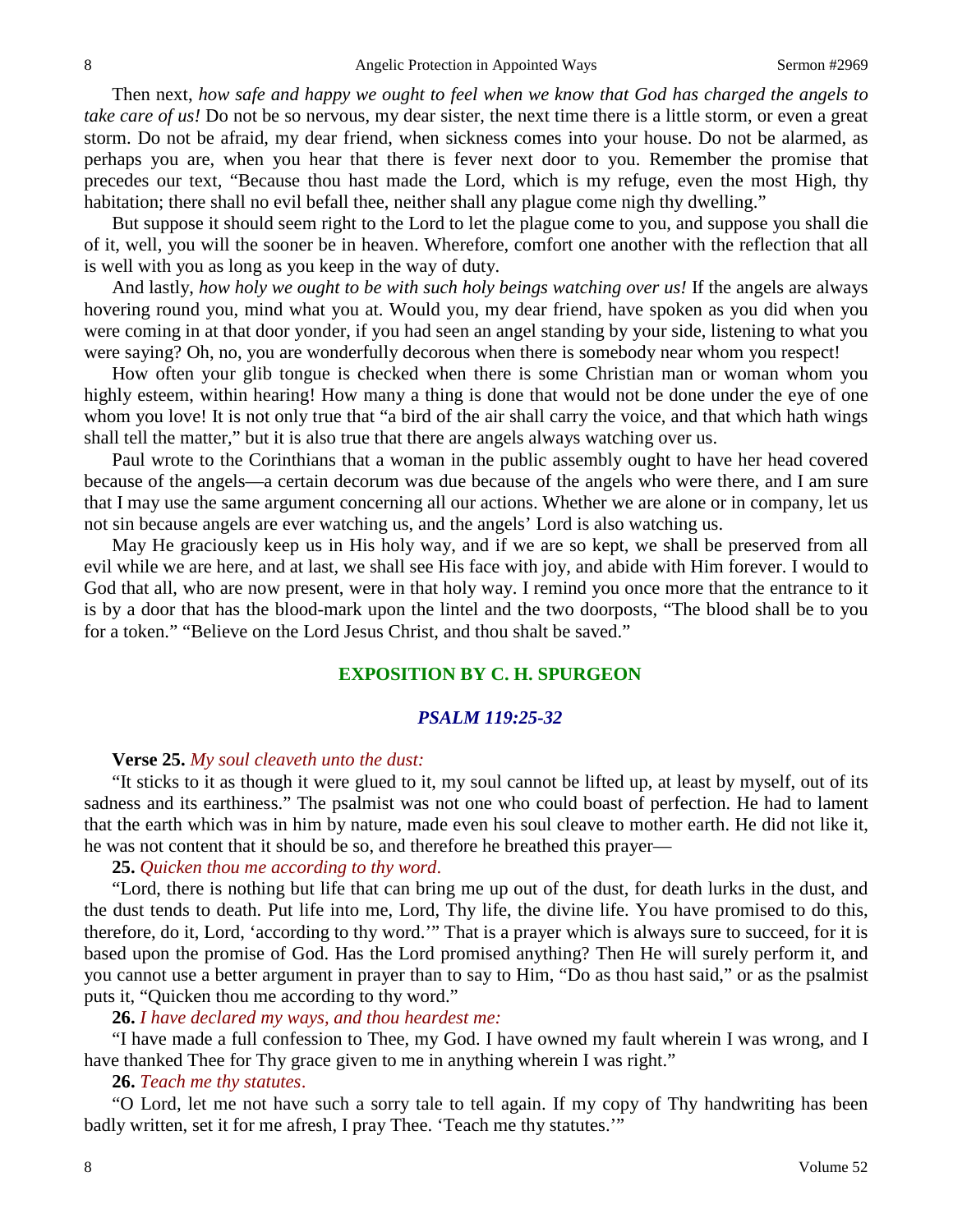Then next, *how safe and happy we ought to feel when we know that God has charged the angels to take care of us!* Do not be so nervous, my dear sister, the next time there is a little storm, or even a great storm. Do not be afraid, my dear friend, when sickness comes into your house. Do not be alarmed, as perhaps you are, when you hear that there is fever next door to you. Remember the promise that precedes our text, "Because thou hast made the Lord, which is my refuge, even the most High, thy habitation; there shall no evil befall thee, neither shall any plague come nigh thy dwelling."

But suppose it should seem right to the Lord to let the plague come to you, and suppose you shall die of it, well, you will the sooner be in heaven. Wherefore, comfort one another with the reflection that all is well with you as long as you keep in the way of duty.

And lastly, *how holy we ought to be with such holy beings watching over us!* If the angels are always hovering round you, mind what you at. Would you, my dear friend, have spoken as you did when you were coming in at that door yonder, if you had seen an angel standing by your side, listening to what you were saying? Oh, no, you are wonderfully decorous when there is somebody near whom you respect!

How often your glib tongue is checked when there is some Christian man or woman whom you highly esteem, within hearing! How many a thing is done that would not be done under the eye of one whom you love! It is not only true that "a bird of the air shall carry the voice, and that which hath wings shall tell the matter," but it is also true that there are angels always watching over us.

Paul wrote to the Corinthians that a woman in the public assembly ought to have her head covered because of the angels—a certain decorum was due because of the angels who were there, and I am sure that I may use the same argument concerning all our actions. Whether we are alone or in company, let us not sin because angels are ever watching us, and the angels' Lord is also watching us.

May He graciously keep us in His holy way, and if we are so kept, we shall be preserved from all evil while we are here, and at last, we shall see His face with joy, and abide with Him forever. I would to God that all, who are now present, were in that holy way. I remind you once more that the entrance to it is by a door that has the blood-mark upon the lintel and the two doorposts, "The blood shall be to you for a token." "Believe on the Lord Jesus Christ, and thou shalt be saved."

## EXPOSITION BY C. H. SPURGEON

### *PSALM 119:25-32*

**Verse 25.** *My soul cleaveth unto the dust:*

"It sticks to it as though it were glued to it, my soul cannot be lifted up, at least by myself, out of its sadness and its earthiness." The psalmist was not one who could boast of perfection. He had to lament that the earth which was in him by nature, made even his soul cleave to mother earth. He did not like it, he was not content that it should be so, and therefore he breathed this prayer—

**25.** *Quicken thou me according to thy word.*

"Lord, there is nothing but life that can bring me up out of the dust, for death lurks in the dust, and the dust tends to death. Put life into me, Lord, Thy life, the divine life. You have promised to do this, therefore, do it, Lord, 'according to thy word.'" That is a prayer which is always sure to succeed, for it is based upon the promise of God. Has the Lord promised anything? Then He will surely perform it, and you cannot use a better argument in prayer than to say to Him, "Do as thou hast said," or as the psalmist puts it, "Quicken thou me according to thy word."

**26.** *I have declared my ways, and thou heardest me:*

"I have made a full confession to Thee, my God. I have owned my fault wherein I was wrong, and I have thanked Thee for Thy grace given to me in anything wherein I was right."

**26.** *Teach me thy statutes.*

"O Lord, let me not have such a sorry tale to tell again. If my copy of Thy handwriting has been badly written, set it for me afresh, I pray Thee. 'Teach me thy statutes.'"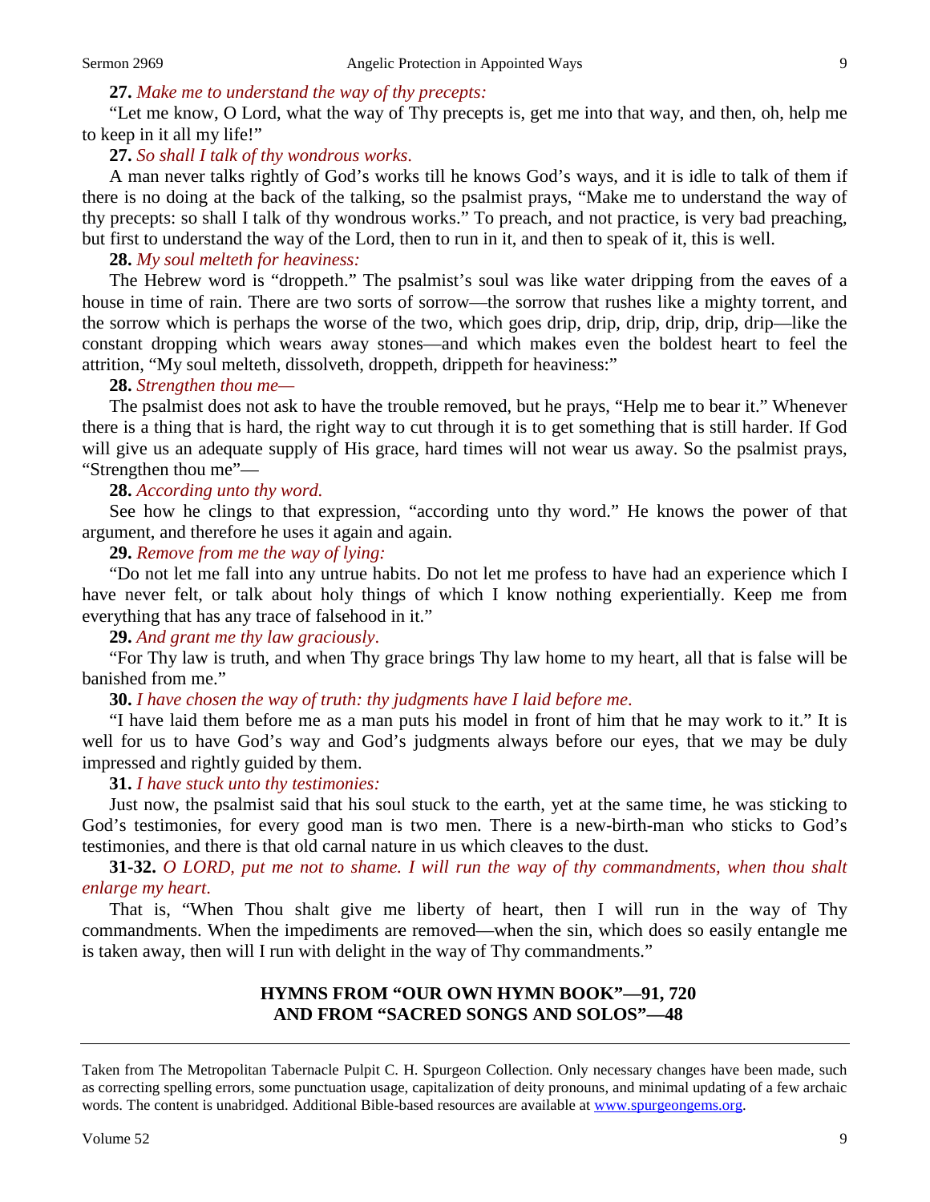**27.** *Make me to understand the way of thy precepts:*

"Let me know, O Lord, what the way of Thy precepts is, get me into that way, and then, oh, help me to keep in it all my life!"

**27.** *So shall I talk of thy wondrous works.*

A man never talks rightly of God's works till he knows God's ways, and it is idle to talk of them if there is no doing at the back of the talking, so the psalmist prays, "Make me to understand the way of thy precepts: so shall I talk of thy wondrous works." To preach, and not practice, is very bad preaching, but first to understand the way of the Lord, then to run in it, and then to speak of it, this is well.

**28.** *My soul melteth for heaviness:*

The Hebrew word is "droppeth." The psalmist's soul was like water dripping from the eaves of a house in time of rain. There are two sorts of sorrow—the sorrow that rushes like a mighty torrent, and the sorrow which is perhaps the worse of the two, which goes drip, drip, drip, drip, drip, drip—like the constant dropping which wears away stones—and which makes even the boldest heart to feel the attrition, "My soul melteth, dissolveth, droppeth, drippeth for heaviness:"

**28.** *Strengthen thou me—*

The psalmist does not ask to have the trouble removed, but he prays, "Help me to bear it." Whenever there is a thing that is hard, the right way to cut through it is to get something that is still harder. If God will give us an adequate supply of His grace, hard times will not wear us away. So the psalmist prays, "Strengthen thou me"—

**28.** *According unto thy word.*

See how he clings to that expression, "according unto thy word." He knows the power of that argument, and therefore he uses it again and again.

**29.** *Remove from me the way of lying:*

"Do not let me fall into any untrue habits. Do not let me profess to have had an experience which I have never felt, or talk about holy things of which I know nothing experientially. Keep me from everything that has any trace of falsehood in it."

**29.** *And grant me thy law graciously.*

"For Thy law is truth, and when Thy grace brings Thy law home to my heart, all that is false will be banished from me."

**30.** *I have chosen the way of truth: thy judgments have I laid before me.*

"I have laid them before me as a man puts his model in front of him that he may work to it." It is well for us to have God's way and God's judgments always before our eyes, that we may be duly impressed and rightly guided by them.

**31.** *I have stuck unto thy testimonies:*

Just now, the psalmist said that his soul stuck to the earth, yet at the same time, he was sticking to God's testimonies, for every good man is two men. There is a new-birth-man who sticks to God's testimonies, and there is that old carnal nature in us which cleaves to the dust.

**31-32.** *O LORD, put me not to shame. I will run the way of thy commandments, when thou shalt enlarge my heart.*

That is, "When Thou shalt give me liberty of heart, then I will run in the way of Thy commandments. When the impediments are removed—when the sin, which does so easily entangle me is taken away, then will I run with delight in the way of Thy commandments."

**HYMNS FROM "OUR OWN HYMN BOOK"—91, 720
AND FROM "SACRED SONGS AND SOLOS"—48**

---

Taken from The Metropolitan Tabernacle Pulpit C. H. Spurgeon Collection. Only necessary changes have been made, such as correcting spelling errors, some punctuation usage, capitalization of deity pronouns, and minimal updating of a few archaic words. The content is unabridged. Additional Bible-based resources are available at www.spurgeongems.org.